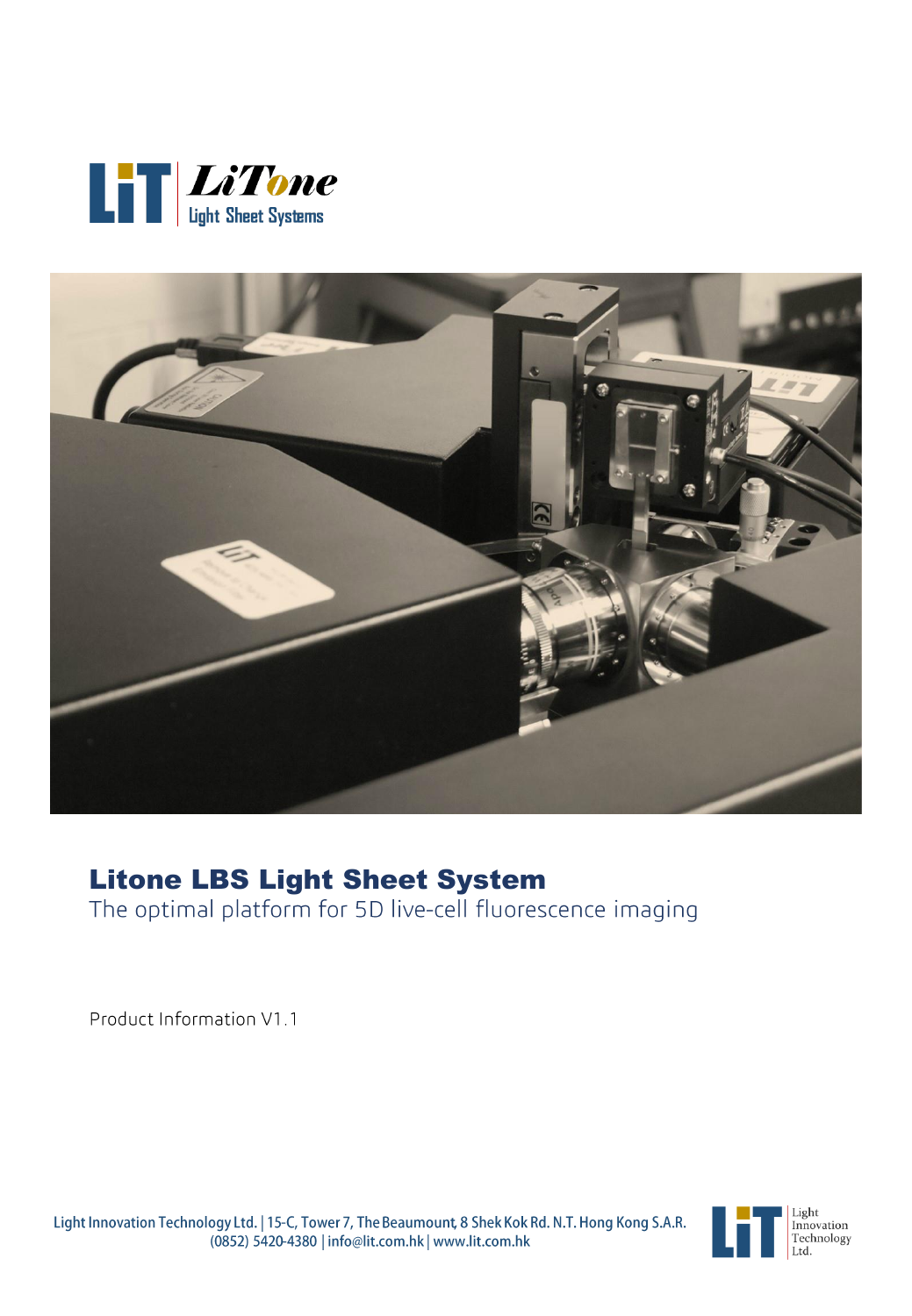LiT | LiTone Light Sheet Systems

# Litone LBS Light Sheet System

The optimal platform for 5D live-cell fluorescence imaging

Product Information V1.1

Light Innovation Technology Ltd. | 15-C, Tower 7, The Beaumount, 8 Shek Kok Rd. N.T. Hong Kong S.A.R.
(0852) 5420-4380 | info@lit.com.hk | www.lit.com.hk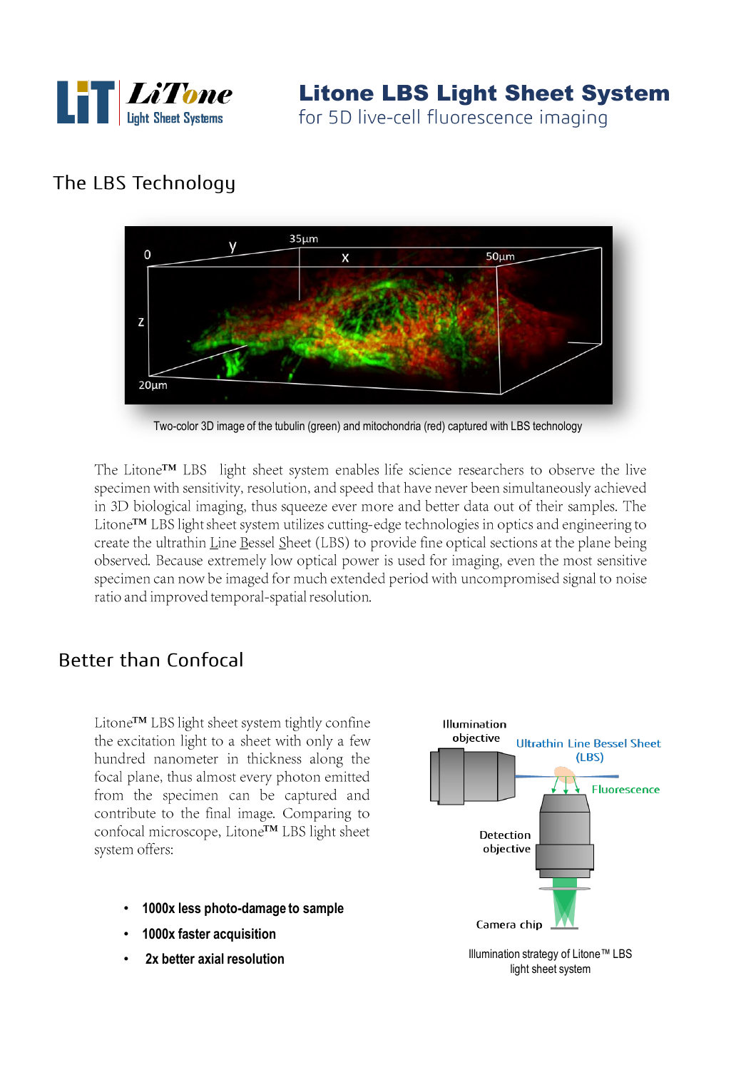# Litone LBS Light Sheet System

for 5D live-cell fluorescence imaging

## The LBS Technology

Two-color 3D image of the tubulin (green) and mitochondria (red) captured with LBS technology

The Litone™ LBS light sheet system enables life science researchers to observe the live specimen with sensitivity, resolution, and speed that have never been simultaneously achieved in 3D biological imaging, thus squeeze ever more and better data out of their samples. The Litone™ LBS light sheet system utilizes cutting-edge technologies in optics and engineering to create the ultrathin Line Bessel Sheet (LBS) to provide fine optical sections at the plane being observed. Because extremely low optical power is used for imaging, even the most sensitive specimen can now be imaged for much extended period with uncompromised signal to noise ratio and improved temporal-spatial resolution.

## Better than Confocal

Litone™ LBS light sheet system tightly confine the excitation light to a sheet with only a few hundred nanometer in thickness along the focal plane, thus almost every photon emitted from the specimen can be captured and contribute to the final image. Comparing to confocal microscope, Litone™ LBS light sheet system offers:

- **1000x less photo-damage to sample**
- **1000x faster acquisition**
- **2x better axial resolution**

Illumination strategy of Litone™ LBS light sheet system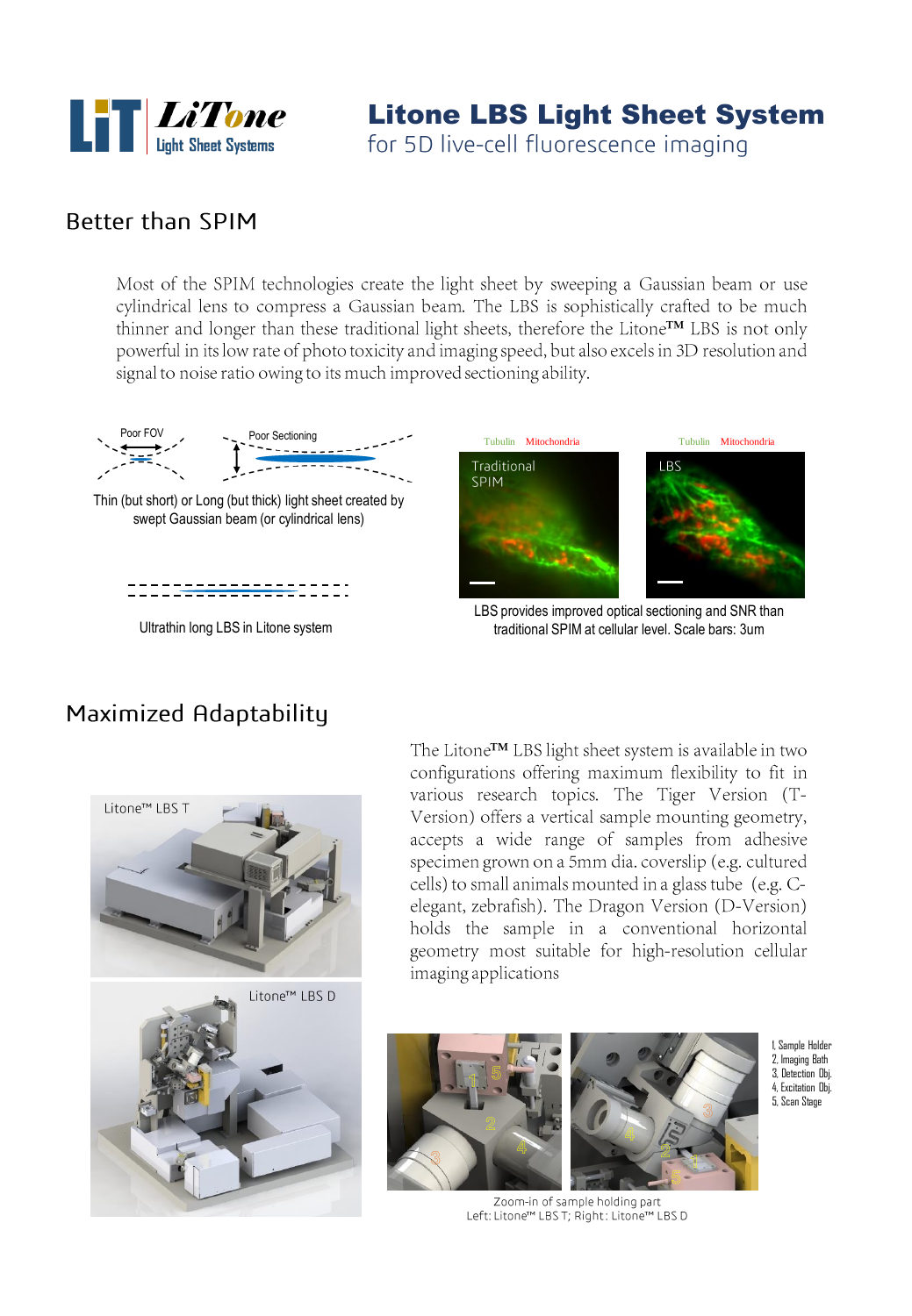# Litone LBS Light Sheet System

for 5D live-cell fluorescence imaging

## Better than SPIM

Most of the SPIM technologies create the light sheet by sweeping a Gaussian beam or use cylindrical lens to compress a Gaussian beam. The LBS is sophistically crafted to be much thinner and longer than these traditional light sheets, therefore the Litone™ LBS is not only powerful in its low rate of photo toxicity and imaging speed, but also excels in 3D resolution and signal to noise ratio owing to its much improved sectioning ability.

Poor FOV — Poor Sectioning

Thin (but short) or Long (but thick) light sheet created by swept Gaussian beam (or cylindrical lens)

Ultrathin long LBS in Litone system

Tubulin Mitochondria — Traditional SPIM

Tubulin Mitochondria — LBS

LBS provides improved optical sectioning and SNR than traditional SPIM at cellular level. Scale bars: 3um

## Maximized Adaptability

The Litone™ LBS light sheet system is available in two configurations offering maximum flexibility to fit in various research topics. The Tiger Version (T-Version) offers a vertical sample mounting geometry, accepts a wide range of samples from adhesive specimen grown on a 5mm dia. coverslip (e.g. cultured cells) to small animals mounted in a glass tube (e.g. C-elegant, zebrafish). The Dragon Version (D-Version) holds the sample in a conventional horizontal geometry most suitable for high-resolution cellular imaging applications

Litone™ LBS T

Litone™ LBS D

1. Sample Holder
2. Imaging Bath
3. Detection Obj.
4. Excitation Obj.
5. Scan Stage

Zoom-in of sample holding part
Left: Litone™ LBS T; Right: Litone™ LBS D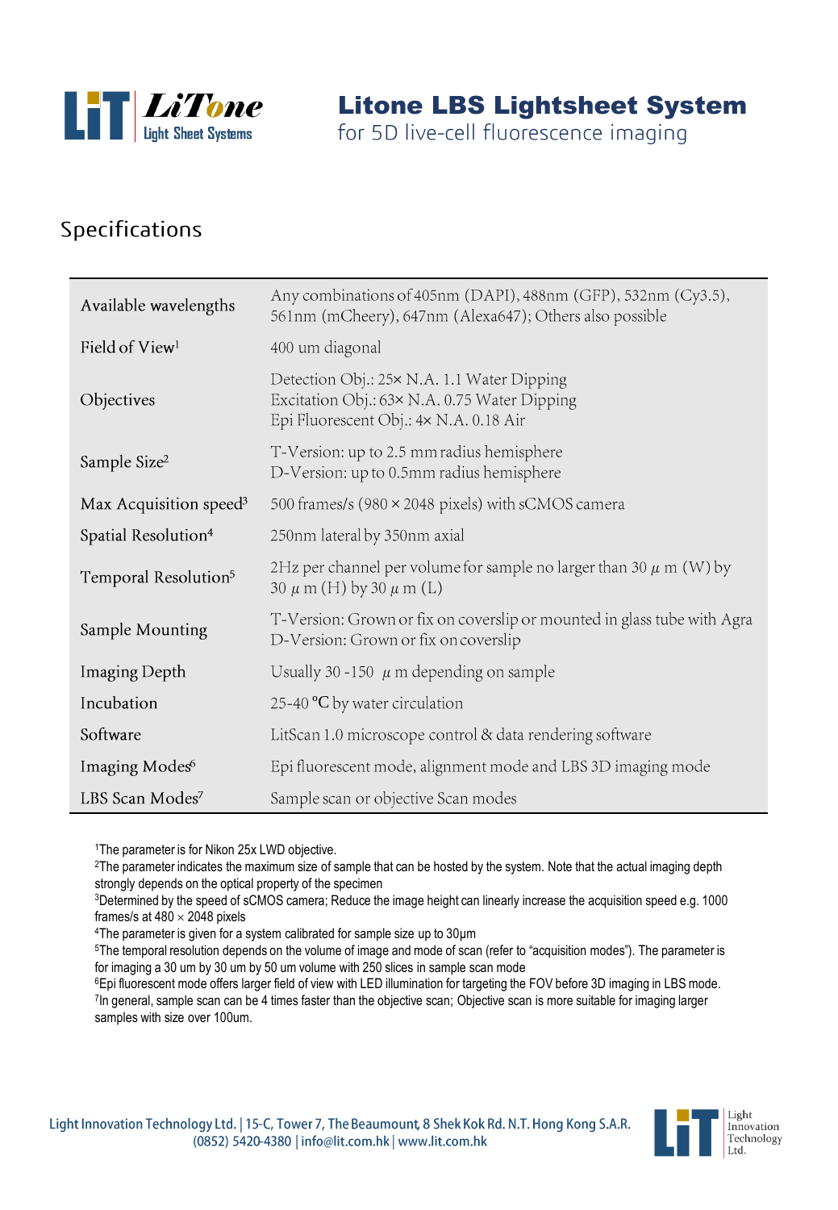# Litone LBS Lightsheet System

for 5D live-cell fluorescence imaging

## Specifications

| | |
|---|---|
| Available wavelengths | Any combinations of 405nm (DAPI), 488nm (GFP), 532nm (Cy3.5), 561nm (mCheery), 647nm (Alexa647); Others also possible |
| Field of View[1] | 400 um diagonal |
| Objectives | Detection Obj.: 25× N.A. 1.1 Water Dipping<br>Excitation Obj.: 63× N.A. 0.75 Water Dipping<br>Epi Fluorescent Obj.: 4× N.A. 0.18 Air |
| Sample Size[2] | T-Version: up to 2.5 mm radius hemisphere<br>D-Version: up to 0.5mm radius hemisphere |
| Max Acquisition speed[3] | 500 frames/s (980 × 2048 pixels) with sCMOS camera |
| Spatial Resolution[4] | 250nm lateral by 350nm axial |
| Temporal Resolution[5] | 2Hz per channel per volume for sample no larger than 30 μ m (W) by 30 μ m (H) by 30 μ m (L) |
| Sample Mounting | T-Version: Grown or fix on coverslip or mounted in glass tube with Agra<br>D-Version: Grown or fix on coverslip |
| Imaging Depth | Usually 30 -150 μ m depending on sample |
| Incubation | 25-40 °C by water circulation |
| Software | LitScan 1.0 microscope control & data rendering software |
| Imaging Modes[6] | Epi fluorescent mode, alignment mode and LBS 3D imaging mode |
| LBS Scan Modes[7] | Sample scan or objective Scan modes |

[1]The parameter is for Nikon 25x LWD objective.
[2]The parameter indicates the maximum size of sample that can be hosted by the system. Note that the actual imaging depth strongly depends on the optical property of the specimen
[3]Determined by the speed of sCMOS camera; Reduce the image height can linearly increase the acquisition speed e.g. 1000 frames/s at 480 × 2048 pixels
[4]The parameter is given for a system calibrated for sample size up to 30μm
[5]The temporal resolution depends on the volume of image and mode of scan (refer to "acquisition modes"). The parameter is for imaging a 30 um by 30 um by 50 um volume with 250 slices in sample scan mode
[6]Epi fluorescent mode offers larger field of view with LED illumination for targeting the FOV before 3D imaging in LBS mode.
[7]In general, sample scan can be 4 times faster than the objective scan; Objective scan is more suitable for imaging larger samples with size over 100um.

Light Innovation Technology Ltd. | 15-C, Tower 7, The Beaumount, 8 Shek Kok Rd. N.T. Hong Kong S.A.R.
(0852) 5420-4380 | info@lit.com.hk | www.lit.com.hk